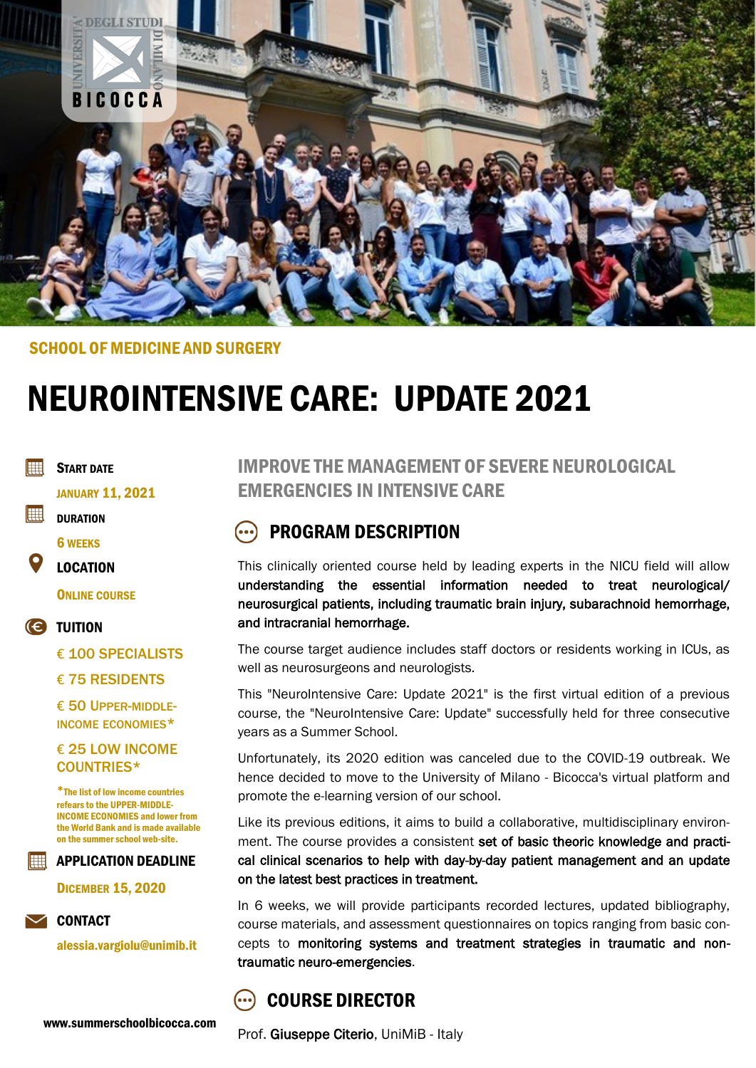SCHOOL OF MEDICINE AND SURGERY

# NEUROINTENSIVE CARE: UPDATE 2021

**START DATE**

JANUARY 11, 2021

**DURATION**

6 WEEKS

**LOCATION**

ONLINE COURSE

**TUITION**

€ 100 SPECIALISTS

€ 75 RESIDENTS

€ 50 UPPER-MIDDLE-INCOME ECONOMIES*

€ 25 LOW INCOME COUNTRIES*

*The list of low income countries refears to the UPPER-MIDDLE-INCOME ECONOMIES and lower from the World Bank and is made available on the summer school web-site.

**APPLICATION DEADLINE**

DICEMBER 15, 2020

**CONTACT**

alessia.vargiolu@unimib.it

www.summerschoolbicocca.com

## IMPROVE THE MANAGEMENT OF SEVERE NEUROLOGICAL EMERGENCIES IN INTENSIVE CARE

## PROGRAM DESCRIPTION

This clinically oriented course held by leading experts in the NICU field will allow **understanding the essential information needed to treat neurological/ neurosurgical patients, including traumatic brain injury, subarachnoid hemorrhage, and intracranial hemorrhage.**

The course target audience includes staff doctors or residents working in ICUs, as well as neurosurgeons and neurologists.

This "NeuroIntensive Care: Update 2021" is the first virtual edition of a previous course, the "NeuroIntensive Care: Update" successfully held for three consecutive years as a Summer School.

Unfortunately, its 2020 edition was canceled due to the COVID-19 outbreak. We hence decided to move to the University of Milano - Bicocca's virtual platform and promote the e-learning version of our school.

Like its previous editions, it aims to build a collaborative, multidisciplinary environment. The course provides a consistent **set of basic theoric knowledge and practical clinical scenarios to help with day-by-day patient management and an update on the latest best practices in treatment.**

In 6 weeks, we will provide participants recorded lectures, updated bibliography, course materials, and assessment questionnaires on topics ranging from basic concepts to **monitoring systems and treatment strategies in traumatic and non-traumatic neuro-emergencies**.

## COURSE DIRECTOR

Prof. **Giuseppe Citerio**, UniMiB - Italy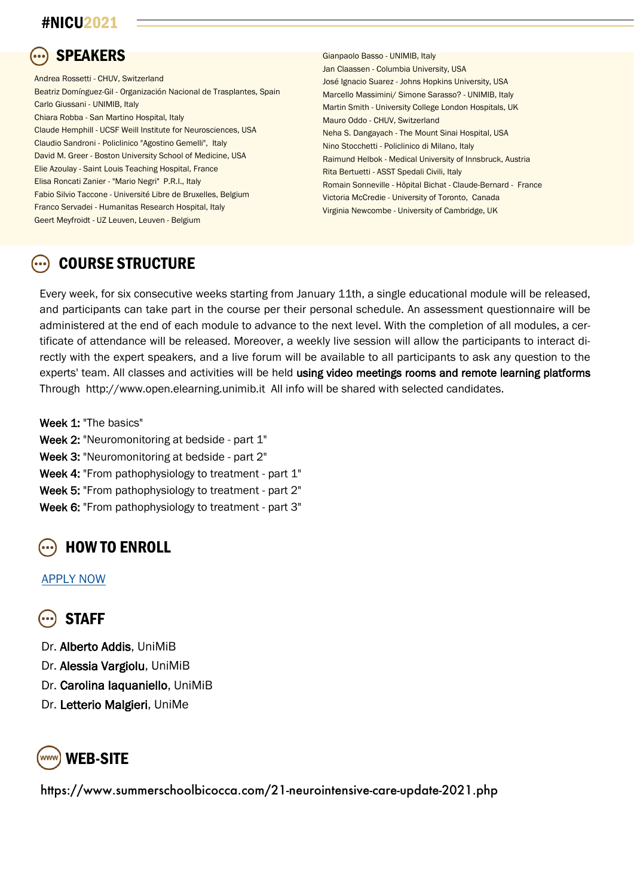## SPEAKERS

Andrea Rossetti - CHUV, Switzerland
Beatriz Domínguez-Gil - Organización Nacional de Trasplantes, Spain
Carlo Giussani - UNIMIB, Italy
Chiara Robba - San Martino Hospital, Italy
Claude Hemphill - UCSF Weill Institute for Neurosciences, USA
Claudio Sandroni - Policlinico "Agostino Gemelli", Italy
David M. Greer - Boston University School of Medicine, USA
Elie Azoulay - Saint Louis Teaching Hospital, France
Elisa Roncati Zanier - "Mario Negri" P.R.I., Italy
Fabio Silvio Taccone - Université Libre de Bruxelles, Belgium
Franco Servadei - Humanitas Research Hospital, Italy
Geert Meyfroidt - UZ Leuven, Leuven - Belgium
Gianpaolo Basso - UNIMIB, Italy
Jan Claassen - Columbia University, USA
José Ignacio Suarez - Johns Hopkins University, USA
Marcello Massimini/ Simone Sarasso? - UNIMIB, Italy
Martin Smith - University College London Hospitals, UK
Mauro Oddo - CHUV, Switzerland
Neha S. Dangayach - The Mount Sinai Hospital, USA
Nino Stocchetti - Policlinico di Milano, Italy
Raimund Helbok - Medical University of Innsbruck, Austria
Rita Bertuetti - ASST Spedali Civili, Italy
Romain Sonneville - Hôpital Bichat - Claude-Bernard - France
Victoria McCredie - University of Toronto, Canada
Virginia Newcombe - University of Cambridge, UK

## COURSE STRUCTURE

Every week, for six consecutive weeks starting from January 11th, a single educational module will be released, and participants can take part in the course per their personal schedule. An assessment questionnaire will be administered at the end of each module to advance to the next level. With the completion of all modules, a certificate of attendance will be released. Moreover, a weekly live session will allow the participants to interact directly with the expert speakers, and a live forum will be available to all participants to ask any question to the experts' team. All classes and activities will be held **using video meetings rooms and remote learning platforms** Through http://www.open.elearning.unimib.it All info will be shared with selected candidates.

**Week 1:** "The basics"
**Week 2:** "Neuromonitoring at bedside - part 1"
**Week 3:** "Neuromonitoring at bedside - part 2"
**Week 4:** "From pathophysiology to treatment - part 1"
**Week 5:** "From pathophysiology to treatment - part 2"
**Week 6:** "From pathophysiology to treatment - part 3"

## HOW TO ENROLL

APPLY NOW

## STAFF

Dr. **Alberto Addis**, UniMiB
Dr. **Alessia Vargiolu**, UniMiB
Dr. **Carolina Iaquaniello**, UniMiB
Dr. **Letterio Malgieri**, UniMe

## WEB-SITE

https://www.summerschoolbicocca.com/21-neurointensive-care-update-2021.php